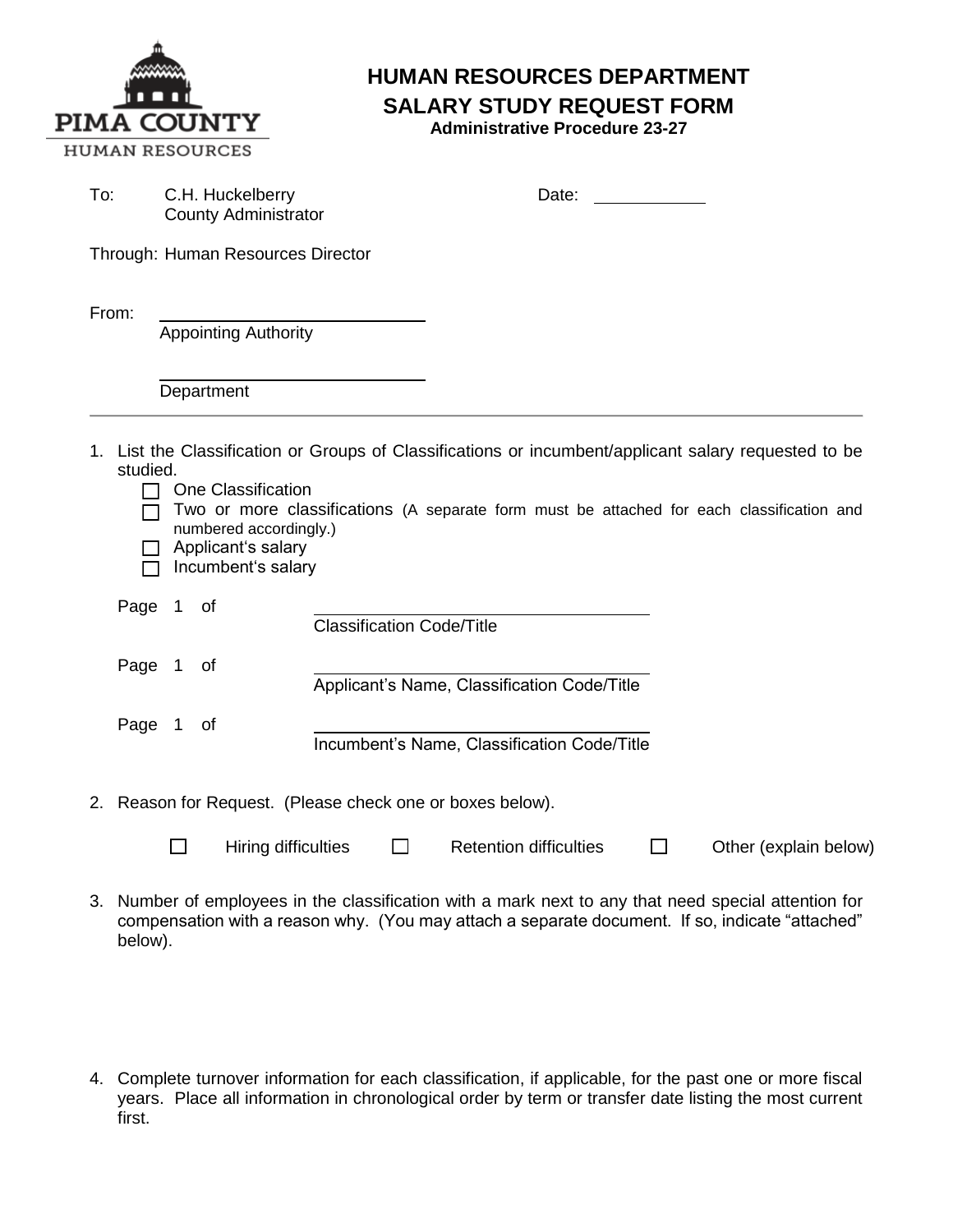PIMA COUNTY
HUMAN RESOURCES

# HUMAN RESOURCES DEPARTMENT
## SALARY STUDY REQUEST FORM
**Administrative Procedure 23-27**

To: C.H. Huckelberry
County Administrator

Date: ____________

Through: Human Resources Director

From: ______________________________
Appointing Authority

______________________________
Department

---

1. List the Classification or Groups of Classifications or incumbent/applicant salary requested to be studied.
   - ☐ One Classification
   - ☐ Two or more classifications (A separate form must be attached for each classification and numbered accordingly.)
   - ☐ Applicant's salary
   - ☐ Incumbent's salary

   Page 1 of ______________________________
   Classification Code/Title

   Page 1 of ______________________________
   Applicant's Name, Classification Code/Title

   Page 1 of ______________________________
   Incumbent's Name, Classification Code/Title

2. Reason for Request. (Please check one or boxes below).

   ☐ Hiring difficulties ☐ Retention difficulties ☐ Other (explain below)

3. Number of employees in the classification with a mark next to any that need special attention for compensation with a reason why. (You may attach a separate document. If so, indicate "attached" below).

4. Complete turnover information for each classification, if applicable, for the past one or more fiscal years. Place all information in chronological order by term or transfer date listing the most current first.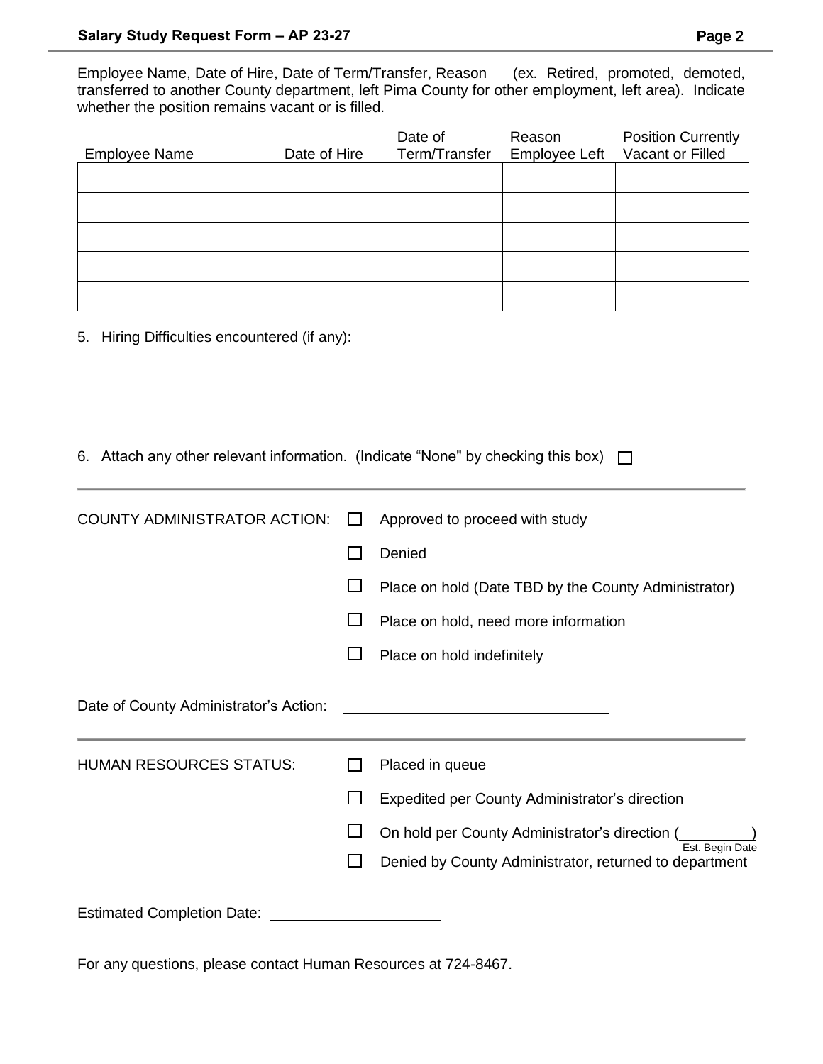Employee Name, Date of Hire, Date of Term/Transfer, Reason (ex. Retired, promoted, demoted, transferred to another County department, left Pima County for other employment, left area). Indicate whether the position remains vacant or is filled.

| Employee Name | Date of Hire | Date of Term/Transfer | Reason Employee Left | Position Currently Vacant or Filled |
|---|---|---|---|---|
| | | | | |
| | | | | |
| | | | | |
| | | | | |
| | | | | |

5. Hiring Difficulties encountered (if any):

6. Attach any other relevant information. (Indicate "None" by checking this box) ☐

---

COUNTY ADMINISTRATOR ACTION:

☐ Approved to proceed with study

☐ Denied

☐ Place on hold (Date TBD by the County Administrator)

☐ Place on hold, need more information

☐ Place on hold indefinitely

Date of County Administrator's Action: ______________________

---

HUMAN RESOURCES STATUS:

☐ Placed in queue

☐ Expedited per County Administrator's direction

☐ On hold per County Administrator's direction (__________)
Est. Begin Date

☐ Denied by County Administrator, returned to department

Estimated Completion Date: ______________

For any questions, please contact Human Resources at 724-8467.